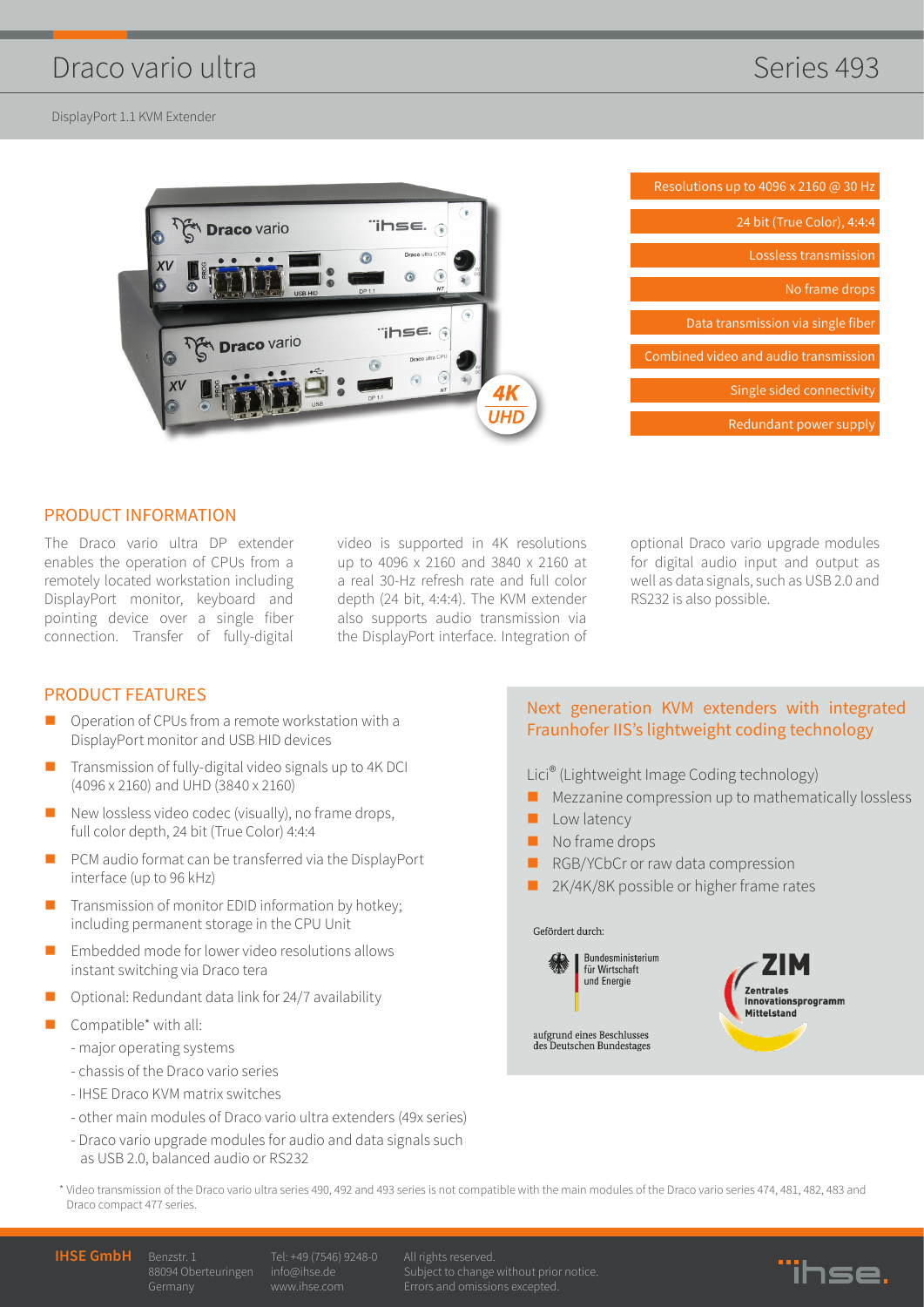# Draco vario ultra

Series 493

DisplayPort 1.1 KVM Extender

- Resolutions up to 4096 x 2160 @ 30 Hz
- 24 bit (True Color), 4:4:4
- Lossless transmission
- No frame drops
- Data transmission via single fiber
- Combined video and audio transmission
- Single sided connectivity
- Redundant power supply

## PRODUCT INFORMATION

The Draco vario ultra DP extender enables the operation of CPUs from a remotely located workstation including DisplayPort monitor, keyboard and pointing device over a single fiber connection. Transfer of fully-digital video is supported in 4K resolutions up to 4096 x 2160 and 3840 x 2160 at a real 30-Hz refresh rate and full color depth (24 bit, 4:4:4). The KVM extender also supports audio transmission via the DisplayPort interface. Integration of optional Draco vario upgrade modules for digital audio input and output as well as data signals, such as USB 2.0 and RS232 is also possible.

## PRODUCT FEATURES

- Operation of CPUs from a remote workstation with a DisplayPort monitor and USB HID devices
- Transmission of fully-digital video signals up to 4K DCI (4096 x 2160) and UHD (3840 x 2160)
- New lossless video codec (visually), no frame drops, full color depth, 24 bit (True Color) 4:4:4
- PCM audio format can be transferred via the DisplayPort interface (up to 96 kHz)
- Transmission of monitor EDID information by hotkey; including permanent storage in the CPU Unit
- Embedded mode for lower video resolutions allows instant switching via Draco tera
- Optional: Redundant data link for 24/7 availability
- Compatible* with all:
  - major operating systems
  - chassis of the Draco vario series
  - IHSE Draco KVM matrix switches
  - other main modules of Draco vario ultra extenders (49x series)
  - Draco vario upgrade modules for audio and data signals such as USB 2.0, balanced audio or RS232

## Next generation KVM extenders with integrated Fraunhofer IIS's lightweight coding technology

Lici® (Lightweight Image Coding technology)

- Mezzanine compression up to mathematically lossless
- Low latency
- No frame drops
- RGB/YCbCr or raw data compression
- 2K/4K/8K possible or higher frame rates

Gefördert durch:

Bundesministerium für Wirtschaft und Energie

aufgrund eines Beschlusses des Deutschen Bundestages

ZIM Zentrales Innovationsprogramm Mittelstand

\* Video transmission of the Draco vario ultra series 490, 492 and 493 series is not compatible with the main modules of the Draco vario series 474, 481, 482, 483 and Draco compact 477 series.

**IHSE GmbH** Benzstr. 1, 88094 Oberteuringen, Germany · Tel: +49 (7546) 9248-0 · info@ihse.de · www.ihse.com · All rights reserved. Subject to change without prior notice. Errors and omissions excepted.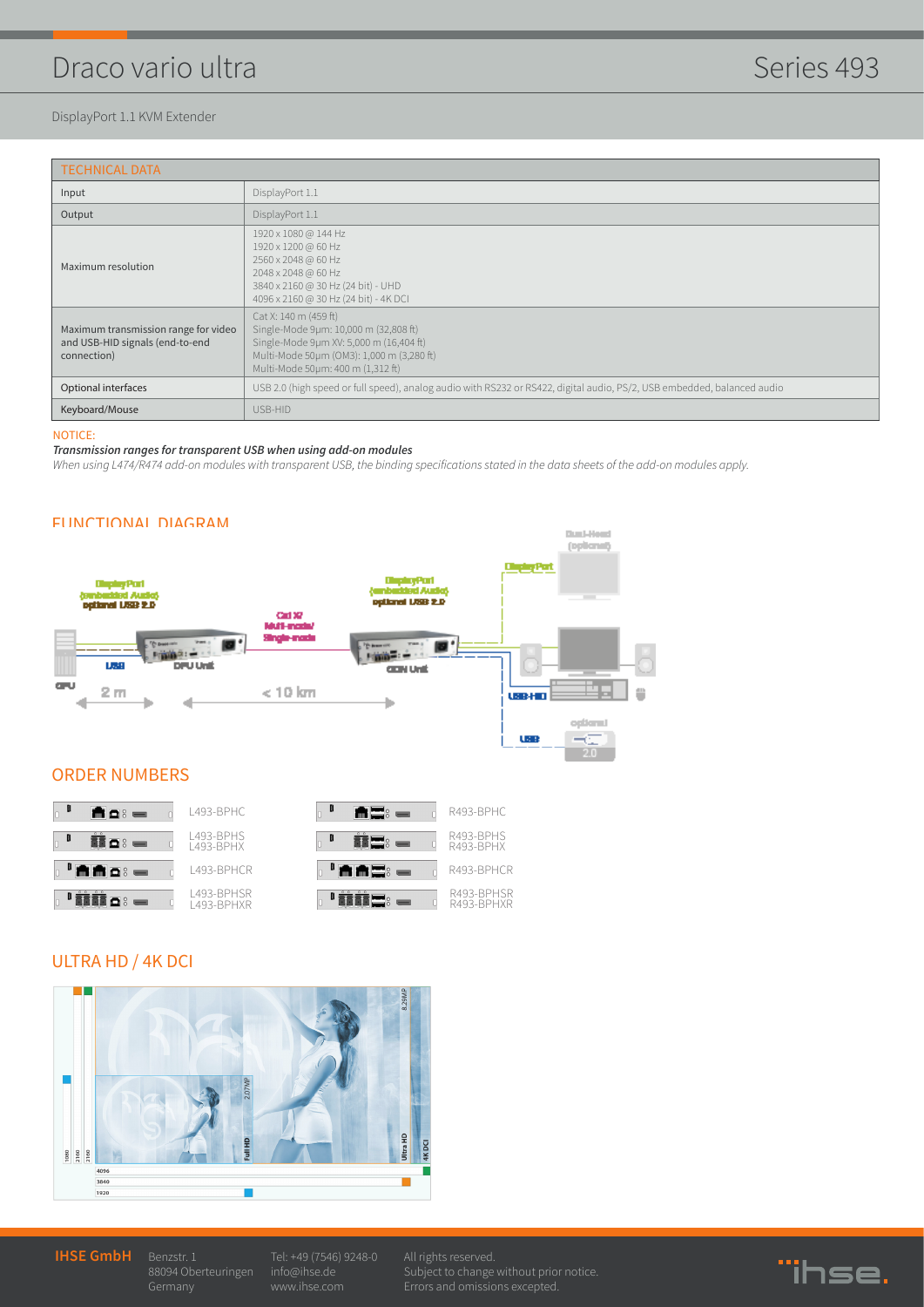# Draco vario ultra

# Series 493

DisplayPort 1.1 KVM Extender

| TECHNICAL DATA | |
|---|---|
| Input | DisplayPort 1.1 |
| Output | DisplayPort 1.1 |
| Maximum resolution | 1920 x 1080 @ 144 Hz<br>1920 x 1200 @ 60 Hz<br>2560 x 2048 @ 60 Hz<br>2048 x 2048 @ 60 Hz<br>3840 x 2160 @ 30 Hz (24 bit) - UHD<br>4096 x 2160 @ 30 Hz (24 bit) - 4K DCI |
| Maximum transmission range for video and USB-HID signals (end-to-end connection) | Cat X: 140 m (459 ft)<br>Single-Mode 9µm: 10,000 m (32,808 ft)<br>Single-Mode 9µm XV: 5,000 m (16,404 ft)<br>Multi-Mode 50µm (OM3): 1,000 m (3,280 ft)<br>Multi-Mode 50µm: 400 m (1,312 ft) |
| Optional interfaces | USB 2.0 (high speed or full speed), analog audio with RS232 or RS422, digital audio, PS/2, USB embedded, balanced audio |
| Keyboard/Mouse | USB-HID |

NOTICE:

***Transmission ranges for transparent USB when using add-on modules***

*When using L474/R474 add-on modules with transparent USB, the binding specifications stated in the data sheets of the add-on modules apply.*

## FUNCTIONAL DIAGRAM

DisplayPort (embedded Audio) optional USB 2.0

DisplayPort (embedded Audio) optional USB 2.0

Cat X/ Multi-mode/ Single-mode

Dual-Head (optional)

DisplayPort

CPU

USB

CPU Unit

CON Unit

USB-HID

USB

optional

2.0

2 m

< 10 km

## ORDER NUMBERS

L493-BPHC

R493-BPHC

L493-BPHS
L493-BPHX

R493-BPHS
R493-BPHX

L493-BPHCR

R493-BPHCR

L493-BPHSR
L493-BPHXR

R493-BPHSR
R493-BPHXR

## ULTRA HD / 4K DCI

8.29MP

2.07MP

Full HD

Ultra HD

4K DCI

1080

2160

2160

4096

3840

1920

**IHSE GmbH** Benzstr. 1
88094 Oberteuringen
Germany

Tel: +49 (7546) 9248-0
info@ihse.de
www.ihse.com

All rights reserved.
Subject to change without prior notice.
Errors and omissions excepted.